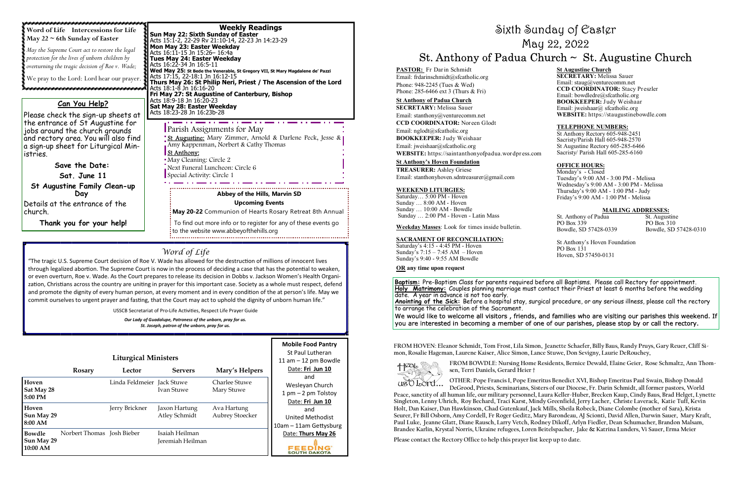# Sixth Sunday of Easter

# May 22, 2022

# St. Anthony of Padua Church ~ St. Augustine Church

**Word of Life Intercessions for Life**
**May 22 ~ 6th Sunday of Easter**

*May the Supreme Court act to restore the legal protection for the lives of unborn children by overturning the tragic decision of Roe v. Wade;*

We pray to the Lord: Lord hear our prayer.

## Can You Help?

Please check the sign-up sheets at the entrance of St Augustine for jobs around the church grounds and rectory area. You will also find a sign-up sheet for Liturgical Ministries.

**Save the Date:**

**Sat. June 11**

**St Augustine Family Clean-up Day**

Details at the entrance of the church.

**Thank you for your help!**

## Weekly Readings

**Sun May 22: Sixth Sunday of Easter**
Acts 15:1-2, 22-29 Rv 21:10-14, 22-23 Jn 14:23-29
**Mon May 23: Easter Weekday**
Acts 16:11-15 Jn 15:26– 16:4a
**Tues May 24: Easter Weekday**
Acts 16:22-34 Jn 16:5-11
**Wed May 25: St Bede the Venerable, St Gregory VII, St Mary Magdalene de' Pazzi**
Acts 17:15, 22-18:1 Jn 16:12-15
**Thurs May 26: St Philip Neri, Priest / The Ascension of the Lord**
Acts 18:1-8 Jn 16:16-20
**Fri May 27: St Augustine of Canterbury, Bishop**
Acts 18:9-18 Jn 16:20-23
**Sat May 28: Easter Weekday**
Acts 18:23-28 Jn 16:23b-28

### Parish Assignments for May

St Augustine: Mary Zimmer, Arnold & Darlene Peck, Jesse & Amy Kappenman, Norbert & Cathy Thomas

St Anthony:
May Cleaning: Circle 2
Next Funeral Luncheon: Circle 6
Special Activity: Circle 1

**Abbey of the Hills, Marvin SD**

**Upcoming Events**

**May 20-22** Communion of Hearts Rosary Retreat 8th Annual

To find out more info or to register for any of these events go to the website www.abbeyofthehills.org

## Word of Life

"The tragic U.S. Supreme Court decision of Roe V. Wade has allowed for the destruction of millions of innocent lives through legalized abortion. The Supreme Court is now in the process of deciding a case that has the potential to weaken, or even overturn, Roe v. Wade. As the Court prepares to release its decision in Dobbs v. Jackson Women's Health Organization, Christians across the country are uniting in prayer for this important case. Society as a whole must respect, defend and promote the dignity of every human person, at every moment and in every condition of the at person's life. May we commit ourselves to urgent prayer and fasting, that the Court may act to uphold the dignity of unborn human life."

USSCB Secretariat of Pro-Life Activities, Respect Life Prayer Guide

*Our Lady of Guadalupe, Patroness of the unborn, pray for us.*
*St. Joseph, patron of the unborn, pray for us.*

### Liturgical Ministers

| | Rosary | Lector | Servers | Mary's Helpers |
|---|---|---|---|---|
| **Hoven Sat May 28 5:00 PM** | | Linda Feldmeier | Jack Stuwe, Ivan Stuwe | Charlee Stuwe, Mary Stuwe |
| **Hoven Sun May 29 8:00 AM** | | Jerry Brickner | Jaxon Hartung, Atley Schmidt | Ava Hartung, Aubrey Stoecker |
| **Bowdle Sun May 29 10:00 AM** | Norbert Thomas | Josh Bieber | Isaiah Heilman, Jeremiah Heilman | |

**Mobile Food Pantry**

St Paul Lutheran
11 am – 12 pm Bowdle
Date: Fri Jun 10
and
Wesleyan Church
1 pm – 2 pm Tolstoy
Date: Fri Jun 10
and
United Methodist
10am – 11am Gettysburg
Date: Thurs May 26

FEEDING SOUTH DAKOTA

**PASTOR:** Fr Darin Schmidt
Email: frdarinschmidt@sfcatholic.org
Phone: 948-2245 (Tues & Wed)
Phone: 285-6466 ext 3 (Thurs & Fri)

**St Anthony of Padua Church**
**SECRETARY:** Melissa Sauer
Email: stanthony@venturecomm.net
**CCD COORDINATOR:** Noreen Glodt
Email: nglodt@sfcatholic.org
**BOOKKEEPER:** Judy Weishaar
Email: jweishaar@sfcatholic.org
**WEBSITE:** https://saintanthonyofpadua.wordpress.com

**St Anthony's Hoven Foundation**
**TREASURER:** Ashley Griese
Email: stanthonyhoven.sdntreasurer@gmail.com

**WEEKEND LITURGIES:**
Saturday… 5:00 PM - Hoven
Sunday … 8:00 AM - Hoven
Sunday … 10:00 AM - Bowdle
Sunday … 2:00 PM - Hoven - Latin Mass

**Weekday Masses**: Look for times inside bulletin.

**SACRAMENT OF RECONCILIATION:**
Saturday's 4:15 - 4:45 PM - Hoven
Sunday's 7:15 – 7:45 AM – Hoven
Sunday's 9:40 - 9:55 AM Bowdle

**OR any time upon request**

**St Augustine Church**
**SECRETARY:** Melissa Sauer
Email: staug@venturecomm.net
**CCD COORDINATOR:** Stacy Preszler
Email: bowdledre@sfcatholic.org
**BOOKKEEPER:** Judy Weishaar
Email: jweishaar@ sfcatholic.org
**WEBSITE:** https://staugustinebowdle.com

**TELEPHONE NUMBERS:**
St Anthony Rectory 605-948-2451
Sacristy/Parish Hall 605-948-2570
St Augustine Rectory 605-285-6466
Sacristy/ Parish Hall 605-285-6160

**OFFICE HOURS:**
Monday's - Closed
Tuesday's 9:00 AM - 3:00 PM - Melissa
Wednesday's 9:00 AM - 3:00 PM - Melissa
Thursday's 9:00 AM - 1:00 PM - Judy
Friday's 9:00 AM - 1:00 PM - Melissa

**MAILING ADDRESSES:**

St. Anthony of Padua
PO Box 339
Bowdle, SD 57428-0339

St. Augustine
PO Box 310
Bowdle, SD 57428-0310

St Anthony's Hoven Foundation
PO Box 131
Hoven, SD 57450-0131

**Baptism:** Pre-Baptism Class for parents required before all Baptisms. Please call Rectory for appointment.
**Holy Matrimony:** Couples planning marriage must contact their Priest at least 6 months before the wedding date. A year in advance is not too early.
**Anointing of the Sick:** Before a hospital stay, surgical procedure, or any serious illness, please call the rectory to arrange the celebration of the Sacrament.
We would like to welcome all visitors , friends, and families who are visiting our parishes this weekend. If you are interested in becoming a member of one of our parishes, please stop by or call the rectory.

FROM HOVEN: Eleanor Schmidt, Tom Frost, Lila Simon, Jeanette Schaefer, Billy Baus, Randy Pruys, Gary Reuer, Cliff Simon, Rosalie Hageman, Laurene Kaiser, Alice Simon, Lance Stuwe, Don Sevigny, Laurie DeRouchey,

Heal us Lord…

FROM BOWDLE: Nursing Home Residents, Bernice Dewald, Elaine Geier, Rose Schmaltz, Ann Thomsen, Terri Daniels, Gerard Heier †

OTHER: Pope Francis I, Pope Emeritus Benedict XVI, Bishop Emeritus Paul Swain, Bishop Donald DeGrood, Priests, Seminarians, Sisters of our Diocese, Fr. Darin Schmidt, all former pastors, World Peace, sanctity of all human life, our military personnel, Laura Keller-Huber, Brecken Kaup, Cindy Baus, Brad Helget, Lynette Singleton, Lenny Uhrich, Roy Bechard, Traci Karst, Mindy Greenfield, Jerry Lacher, Christe Laverack, Katie Tuff, Kevin Holt, Dan Kaiser, Dan Hawkinson, Chad Gutenkauf, Jack Mills, Sheila Robeck, Diane Colombe (mother of Sara), Krista Seurer, Fr Bill Osborn, Amy Cordell, Fr Roger Geditz, Mary Barondeau, AJ Scionti, David Allen, Darwin Sauer, Mary Kraft, Paul Luke, Jeanne Glatt, Diane Rausch, Larry Vetch, Rodney Dikoff, Arlyn Fiedler, Dean Schumacher, Brandon Malsam, Brandee Karlin, Krystal Norris, Ukraine refugees, Loren Beitelspacher, Jake & Katrina Lunders, Vi Sauer, Erma Meier

Please contact the Rectory Office to help this prayer list keep up to date.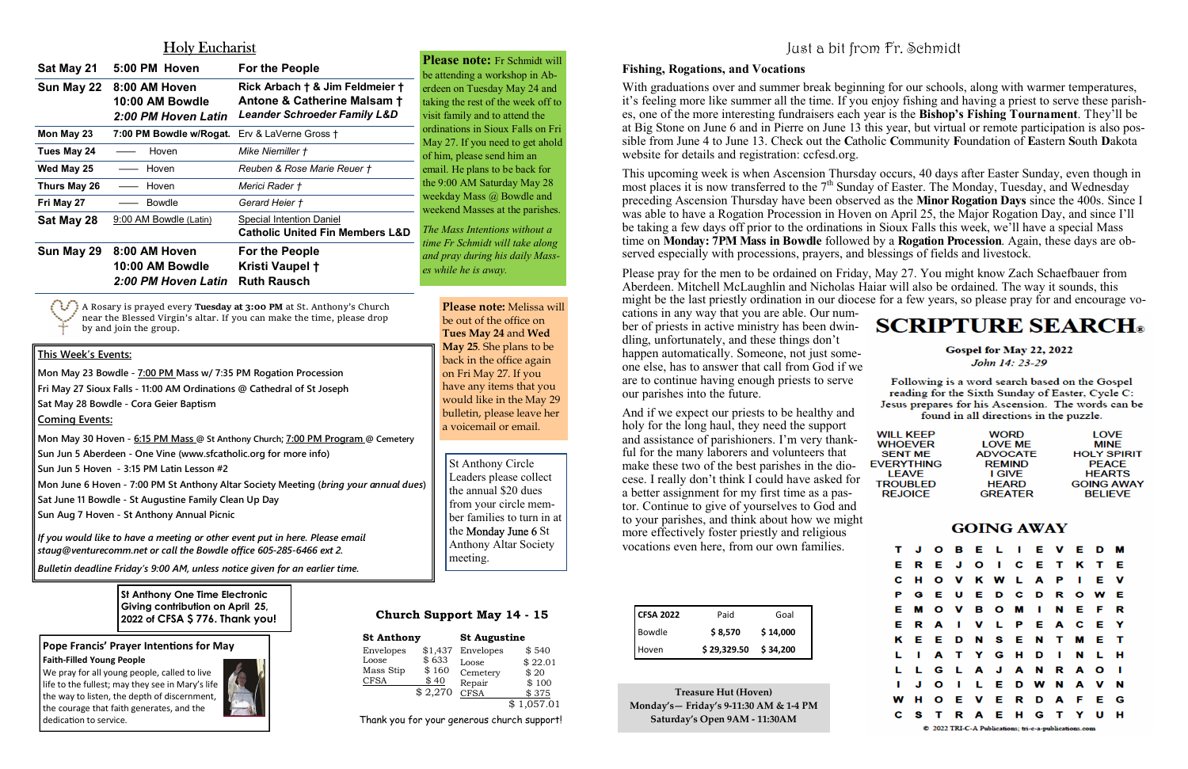## Holy Eucharist

| | | |
|---|---|---|
| **Sat May 21** | **5:00 PM Hoven** | **For the People** |
| **Sun May 22** | **8:00 AM Hoven**<br>**10:00 AM Bowdle**<br>***2:00 PM Hoven Latin*** | **Rick Arbach † & Jim Feldmeier †**<br>**Antone & Catherine Malsam †**<br>***Leander Schroeder Family L&D*** |
| **Mon May 23** | **7:00 PM Bowdle w/Rogat.** | Erv & LaVerne Gross † |
| **Tues May 24** | —— Hoven | *Mike Niemiller †* |
| **Wed May 25** | —— Hoven | *Reuben & Rose Marie Reuer †* |
| **Thurs May 26** | —— Hoven | *Merici Rader †* |
| **Fri May 27** | —— Bowdle | *Gerard Heier †* |
| **Sat May 28** | 9:00 AM Bowdle (Latin) | Special Intention Daniel<br>**Catholic United Fin Members L&D** |
| **Sun May 29** | **8:00 AM Hoven**<br>**10:00 AM Bowdle**<br>***2:00 PM Hoven Latin*** | **For the People**<br>**Kristi Vaupel †**<br>**Ruth Rausch** |

A Rosary is prayed every **Tuesday at 3:00 PM** at St. Anthony's Church near the Blessed Virgin's altar. If you can make the time, please drop by and join the group.

**Please note:** Fr Schmidt will be attending a workshop in Aberdeen on Tuesday May 24 and taking the rest of the week off to visit family and to attend the ordinations in Sioux Falls on Fri May 27. If you need to get ahold of him, please send him an email. He plans to be back for the 9:00 AM Saturday May 28 weekday Mass @ Bowdle and weekend Masses at the parishes.

*The Mass Intentions without a time Fr Schmidt will take along and pray during his daily Masses while he is away.*

### This Week's Events:

Mon May 23 Bowdle - 7:00 PM Mass w/ 7:35 PM Rogation Procession
Fri May 27 Sioux Falls - 11:00 AM Ordinations @ Cathedral of St Joseph
Sat May 28 Bowdle - Cora Geier Baptism

### Coming Events:

Mon May 30 Hoven - 6:15 PM Mass @ St Anthony Church; 7:00 PM Program @ Cemetery
Sun Jun 5 Aberdeen - One Vine (www.sfcatholic.org for more info)
Sun Jun 5 Hoven - 3:15 PM Latin Lesson #2
Mon June 6 Hoven - 7:00 PM St Anthony Altar Society Meeting (*bring your annual dues*)
Sat June 11 Bowdle - St Augustine Family Clean Up Day
Sun Aug 7 Hoven - St Anthony Annual Picnic

*If you would like to have a meeting or other event put in here. Please email staug@venturecomm.net or call the Bowdle office 605-285-6466 ext 2.*

*Bulletin deadline Friday's 9:00 AM, unless notice given for an earlier time.*

**Please note:** Melissa will be out of the office on **Tues May 24** and **Wed May 25**. She plans to be back in the office again on Fri May 27. If you have anything that you would like in the May 29 bulletin, please leave her a voicemail or email.

St Anthony Circle Leaders please collect the annual $20 dues from your circle member families to turn in at the Monday June 6 St Anthony Altar Society meeting.

**St Anthony One Time Electronic Giving contribution on April 25, 2022 of CFSA $ 776. Thank you!**

### Pope Francis' Prayer Intentions for May

**Faith-Filled Young People**

We pray for all young people, called to live life to the fullest; may they see in Mary's life the way to listen, the depth of discernment, the courage that faith generates, and the dedication to service.

### Church Support May 14 - 15

| St Anthony | | St Augustine | |
|---|---|---|---|
| Envelopes | $1,437 | Envelopes | $ 540 |
| Loose | $ 633 | Loose | $ 22.01 |
| Mass Stip | $ 160 | Cemetery | $ 20 |
| CFSA | $ 40 | Repair | $ 100 |
| | $ 2,270 | CFSA | $ 375 |
| | | | $ 1,057.01 |

Thank you for your generous church support!

## Just a bit from Fr. Schmidt

### Fishing, Rogations, and Vocations

With graduations over and summer break beginning for our schools, along with warmer temperatures, it's feeling more like summer all the time. If you enjoy fishing and having a priest to serve these parishes, one of the more interesting fundraisers each year is the **Bishop's Fishing Tournament**. They'll be at Big Stone on June 6 and in Pierre on June 13 this year, but virtual or remote participation is also possible from June 4 to June 13. Check out the **C**atholic **C**ommunity **F**oundation of **E**astern **S**outh **D**akota website for details and registration: ccfesd.org.

This upcoming week is when Ascension Thursday occurs, 40 days after Easter Sunday, even though in most places it is now transferred to the 7th Sunday of Easter. The Monday, Tuesday, and Wednesday preceding Ascension Thursday have been observed as the **Minor Rogation Days** since the 400s. Since I was able to have a Rogation Procession in Hoven on April 25, the Major Rogation Day, and since I'll be taking a few days off prior to the ordinations in Sioux Falls this week, we'll have a special Mass time on **Monday: 7PM Mass in Bowdle** followed by a **Rogation Procession**. Again, these days are observed especially with processions, prayers, and blessings of fields and livestock.

Please pray for the men to be ordained on Friday, May 27. You might know Zach Schaefbauer from Aberdeen. Mitchell McLaughlin and Nicholas Haiar will also be ordained. The way it sounds, this might be the last priestly ordination in our diocese for a few years, so please pray for and encourage vocations in any way that you are able. Our number of priests in active ministry has been dwindling, unfortunately, and these things don't happen automatically. Someone, not just someone else, has to answer that call from God if we are to continue having enough priests to serve our parishes into the future.

And if we expect our priests to be healthy and holy for the long haul, they need the support and assistance of parishioners. I'm very thankful for the many laborers and volunteers that make these two of the best parishes in the diocese. I really don't think I could have asked for a better assignment for my first time as a pastor. Continue to give of yourselves to God and to your parishes, and think about how we might more effectively foster priestly and religious vocations even here, from our own families.

# SCRIPTURE SEARCH®

**Gospel for May 22, 2022**
*John 14: 23-29*

Following is a word search based on the Gospel reading for the Sixth Sunday of Easter, Cycle C: Jesus prepares for his Ascension. The words can be found in all directions in the puzzle.

| | | |
|---|---|---|
| WILL KEEP | WORD | LOVE |
| WHOEVER | LOVE ME | MINE |
| SENT ME | ADVOCATE | HOLY SPIRIT |
| EVERYTHING | REMIND | PEACE |
| LEAVE | I GIVE | HEARTS |
| TROUBLED | HEARD | GOING AWAY |
| REJOICE | GREATER | BELIEVE |

### GOING AWAY

```
T J O B E L I E V E D M
E R E J O I C E T K T E
C H O V K W L A P I E V
P G E U E D C D R O W E
E M O V B O M I N E F R
E R A I V L P E A C E Y
K E E D N S E N T M E T
L I A T Y G H D I N L H
L L G L A J A N R A O I
I J O I L E D W N A V N
W H O E V E R D A F E G
C S T R A E H G T Y U H
```

© 2022 TRI-C-A Publications; tri-c-a-publications.com

| CFSA 2022 | Paid | Goal |
|---|---|---|
| Bowdle | **$ 8,570** | **$ 14,000** |
| Hoven | **$ 29,329.50** | **$ 34,200** |

**Treasure Hut (Hoven)**
**Monday's— Friday's 9-11:30 AM & 1-4 PM**
**Saturday's Open 9AM - 11:30AM**